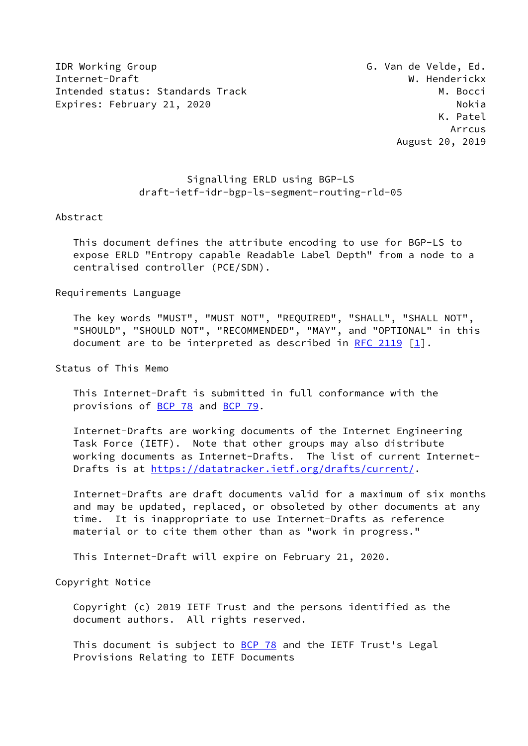IDR Working Group G. Van de Velde, Ed.
Internet-Draft W. Henderickx
Intended status: Standards Track M. Bocci
Expires: February 21, 2020 Nokia
K. Patel
Arrcus
August 20, 2019

# Signalling ERLD using BGP-LS
## draft-ietf-idr-bgp-ls-segment-routing-rld-05

## Abstract

This document defines the attribute encoding to use for BGP-LS to expose ERLD "Entropy capable Readable Label Depth" from a node to a centralised controller (PCE/SDN).

## Requirements Language

The key words "MUST", "MUST NOT", "REQUIRED", "SHALL", "SHALL NOT", "SHOULD", "SHOULD NOT", "RECOMMENDED", "MAY", and "OPTIONAL" in this document are to be interpreted as described in RFC 2119 [1].

## Status of This Memo

This Internet-Draft is submitted in full conformance with the provisions of BCP 78 and BCP 79.

Internet-Drafts are working documents of the Internet Engineering Task Force (IETF). Note that other groups may also distribute working documents as Internet-Drafts. The list of current Internet-Drafts is at https://datatracker.ietf.org/drafts/current/.

Internet-Drafts are draft documents valid for a maximum of six months and may be updated, replaced, or obsoleted by other documents at any time. It is inappropriate to use Internet-Drafts as reference material or to cite them other than as "work in progress."

This Internet-Draft will expire on February 21, 2020.

## Copyright Notice

Copyright (c) 2019 IETF Trust and the persons identified as the document authors. All rights reserved.

This document is subject to BCP 78 and the IETF Trust's Legal Provisions Relating to IETF Documents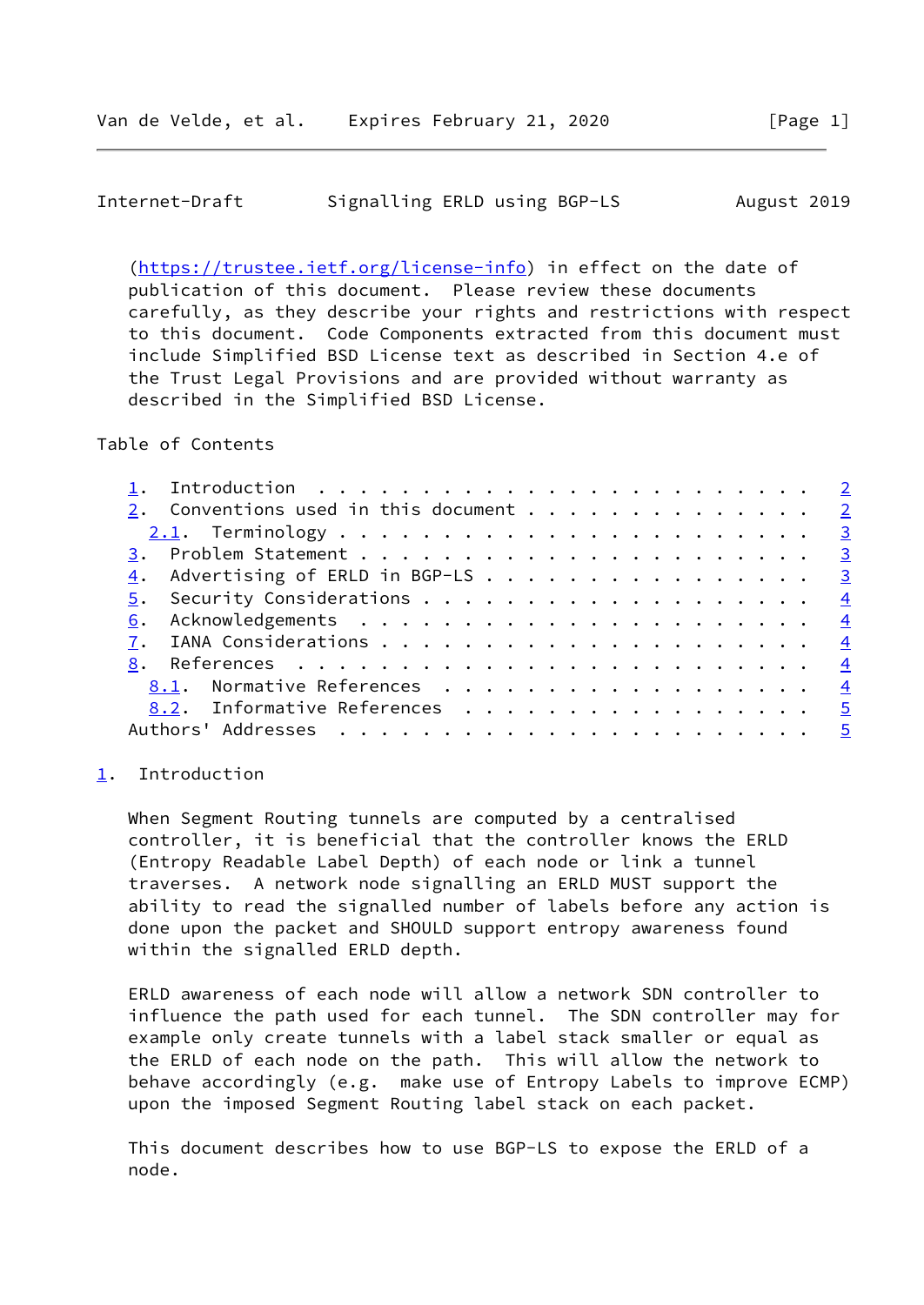(https://trustee.ietf.org/license-info) in effect on the date of publication of this document. Please review these documents carefully, as they describe your rights and restrictions with respect to this document. Code Components extracted from this document must include Simplified BSD License text as described in Section 4.e of the Trust Legal Provisions and are provided without warranty as described in the Simplified BSD License.

Table of Contents

- 1. Introduction . . . . . . . . . . . . . . . . . . . . . . . . 2
- 2. Conventions used in this document . . . . . . . . . . . . . . 2
  - 2.1. Terminology . . . . . . . . . . . . . . . . . . . . . . . 3
- 3. Problem Statement . . . . . . . . . . . . . . . . . . . . . . 3
- 4. Advertising of ERLD in BGP-LS . . . . . . . . . . . . . . . . 3
- 5. Security Considerations . . . . . . . . . . . . . . . . . . . 4
- 6. Acknowledgements . . . . . . . . . . . . . . . . . . . . . . 4
- 7. IANA Considerations . . . . . . . . . . . . . . . . . . . . . 4
- 8. References . . . . . . . . . . . . . . . . . . . . . . . . . 4
  - 8.1. Normative References . . . . . . . . . . . . . . . . . . 4
  - 8.2. Informative References . . . . . . . . . . . . . . . . . 5
- Authors' Addresses . . . . . . . . . . . . . . . . . . . . . . . 5

## 1. Introduction

When Segment Routing tunnels are computed by a centralised controller, it is beneficial that the controller knows the ERLD (Entropy Readable Label Depth) of each node or link a tunnel traverses. A network node signalling an ERLD MUST support the ability to read the signalled number of labels before any action is done upon the packet and SHOULD support entropy awareness found within the signalled ERLD depth.

ERLD awareness of each node will allow a network SDN controller to influence the path used for each tunnel. The SDN controller may for example only create tunnels with a label stack smaller or equal as the ERLD of each node on the path. This will allow the network to behave accordingly (e.g. make use of Entropy Labels to improve ECMP) upon the imposed Segment Routing label stack on each packet.

This document describes how to use BGP-LS to expose the ERLD of a node.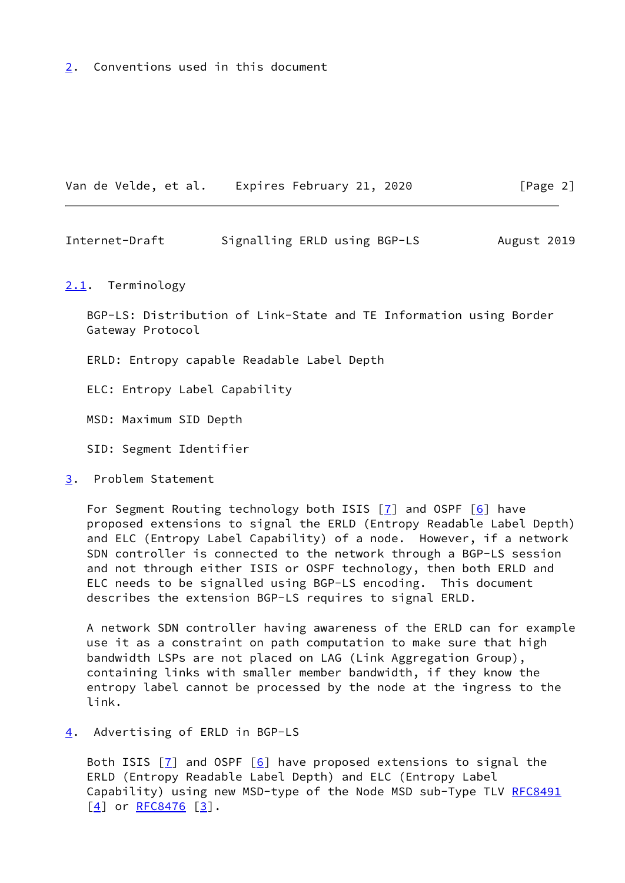## 2. Conventions used in this document

### 2.1. Terminology

BGP-LS: Distribution of Link-State and TE Information using Border Gateway Protocol

ERLD: Entropy capable Readable Label Depth

ELC: Entropy Label Capability

MSD: Maximum SID Depth

SID: Segment Identifier

## 3. Problem Statement

For Segment Routing technology both ISIS [7] and OSPF [6] have proposed extensions to signal the ERLD (Entropy Readable Label Depth) and ELC (Entropy Label Capability) of a node. However, if a network SDN controller is connected to the network through a BGP-LS session and not through either ISIS or OSPF technology, then both ERLD and ELC needs to be signalled using BGP-LS encoding. This document describes the extension BGP-LS requires to signal ERLD.

A network SDN controller having awareness of the ERLD can for example use it as a constraint on path computation to make sure that high bandwidth LSPs are not placed on LAG (Link Aggregation Group), containing links with smaller member bandwidth, if they know the entropy label cannot be processed by the node at the ingress to the link.

## 4. Advertising of ERLD in BGP-LS

Both ISIS [7] and OSPF [6] have proposed extensions to signal the ERLD (Entropy Readable Label Depth) and ELC (Entropy Label Capability) using new MSD-type of the Node MSD sub-Type TLV RFC8491 [4] or RFC8476 [3].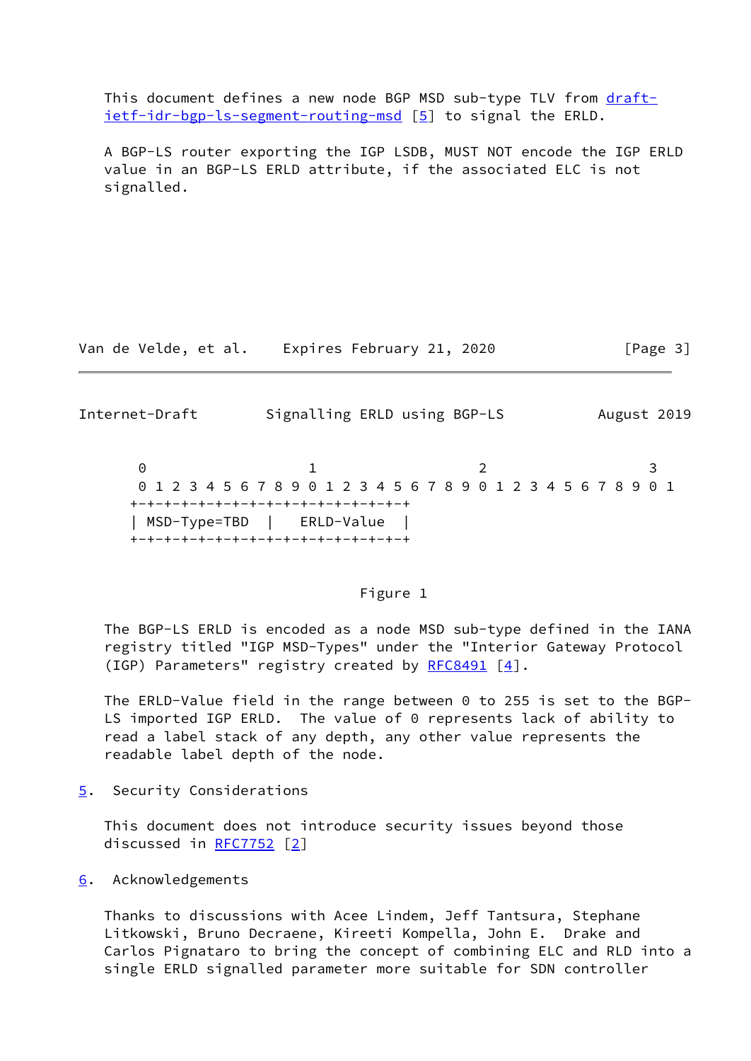This document defines a new node BGP MSD sub-type TLV from draft-ietf-idr-bgp-ls-segment-routing-msd [5] to signal the ERLD.

A BGP-LS router exporting the IGP LSDB, MUST NOT encode the IGP ERLD value in an BGP-LS ERLD attribute, if the associated ELC is not signalled.

```
 0                   1                   2                   3
 0 1 2 3 4 5 6 7 8 9 0 1 2 3 4 5 6 7 8 9 0 1 2 3 4 5 6 7 8 9 0 1
+-+-+-+-+-+-+-+-+-+-+-+-+-+-+-+-+-+
| MSD-Type=TBD  |   ERLD-Value  |
+-+-+-+-+-+-+-+-+-+-+-+-+-+-+-+-+-+
```

Figure 1

The BGP-LS ERLD is encoded as a node MSD sub-type defined in the IANA registry titled "IGP MSD-Types" under the "Interior Gateway Protocol (IGP) Parameters" registry created by RFC8491 [4].

The ERLD-Value field in the range between 0 to 255 is set to the BGP-LS imported IGP ERLD. The value of 0 represents lack of ability to read a label stack of any depth, any other value represents the readable label depth of the node.

## 5. Security Considerations

This document does not introduce security issues beyond those discussed in RFC7752 [2]

## 6. Acknowledgements

Thanks to discussions with Acee Lindem, Jeff Tantsura, Stephane Litkowski, Bruno Decraene, Kireeti Kompella, John E. Drake and Carlos Pignataro to bring the concept of combining ELC and RLD into a single ERLD signalled parameter more suitable for SDN controller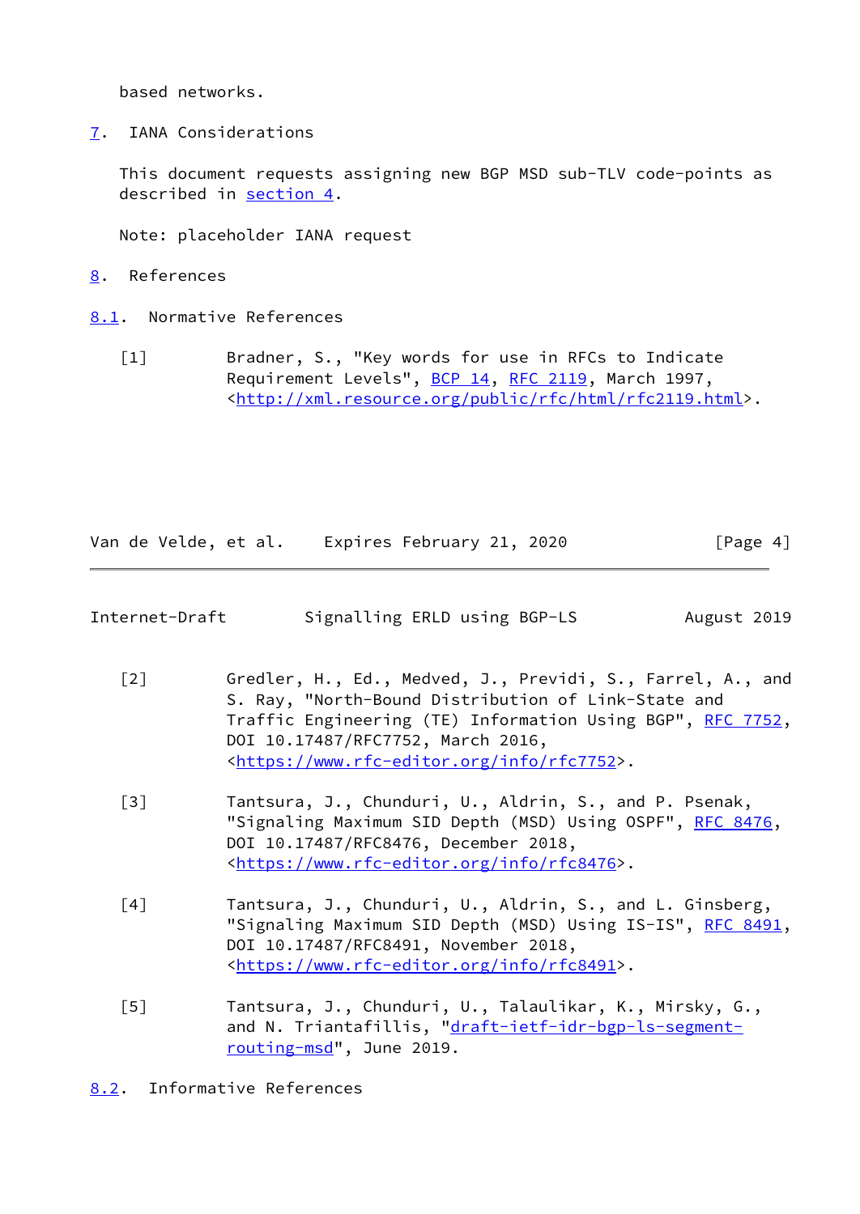based networks.

## 7. IANA Considerations

This document requests assigning new BGP MSD sub-TLV code-points as described in section 4.

Note: placeholder IANA request

## 8. References

### 8.1. Normative References

[1] Bradner, S., "Key words for use in RFCs to Indicate Requirement Levels", BCP 14, RFC 2119, March 1997, <http://xml.resource.org/public/rfc/html/rfc2119.html>.

[2] Gredler, H., Ed., Medved, J., Previdi, S., Farrel, A., and S. Ray, "North-Bound Distribution of Link-State and Traffic Engineering (TE) Information Using BGP", RFC 7752, DOI 10.17487/RFC7752, March 2016, <https://www.rfc-editor.org/info/rfc7752>.

[3] Tantsura, J., Chunduri, U., Aldrin, S., and P. Psenak, "Signaling Maximum SID Depth (MSD) Using OSPF", RFC 8476, DOI 10.17487/RFC8476, December 2018, <https://www.rfc-editor.org/info/rfc8476>.

[4] Tantsura, J., Chunduri, U., Aldrin, S., and L. Ginsberg, "Signaling Maximum SID Depth (MSD) Using IS-IS", RFC 8491, DOI 10.17487/RFC8491, November 2018, <https://www.rfc-editor.org/info/rfc8491>.

[5] Tantsura, J., Chunduri, U., Talaulikar, K., Mirsky, G., and N. Triantafillis, "draft-ietf-idr-bgp-ls-segment-routing-msd", June 2019.

### 8.2. Informative References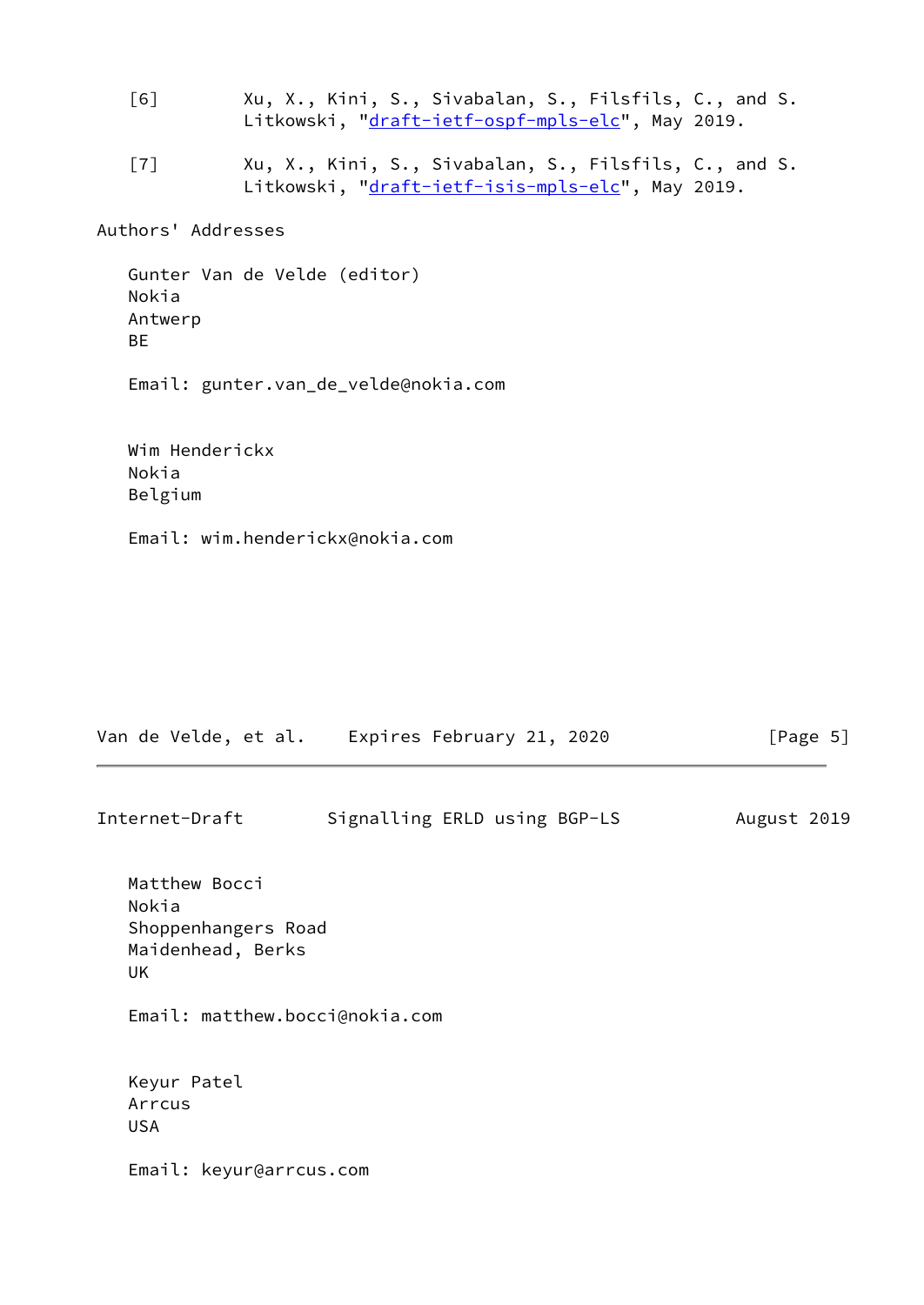[6] Xu, X., Kini, S., Sivabalan, S., Filsfils, C., and S. Litkowski, "draft-ietf-ospf-mpls-elc", May 2019.

[7] Xu, X., Kini, S., Sivabalan, S., Filsfils, C., and S. Litkowski, "draft-ietf-isis-mpls-elc", May 2019.

## Authors' Addresses

Gunter Van de Velde (editor)
Nokia
Antwerp
BE

Email: gunter.van_de_velde@nokia.com

Wim Henderickx
Nokia
Belgium

Email: wim.henderickx@nokia.com

Matthew Bocci
Nokia
Shoppenhangers Road
Maidenhead, Berks
UK

Email: matthew.bocci@nokia.com

Keyur Patel
Arrcus
USA

Email: keyur@arrcus.com